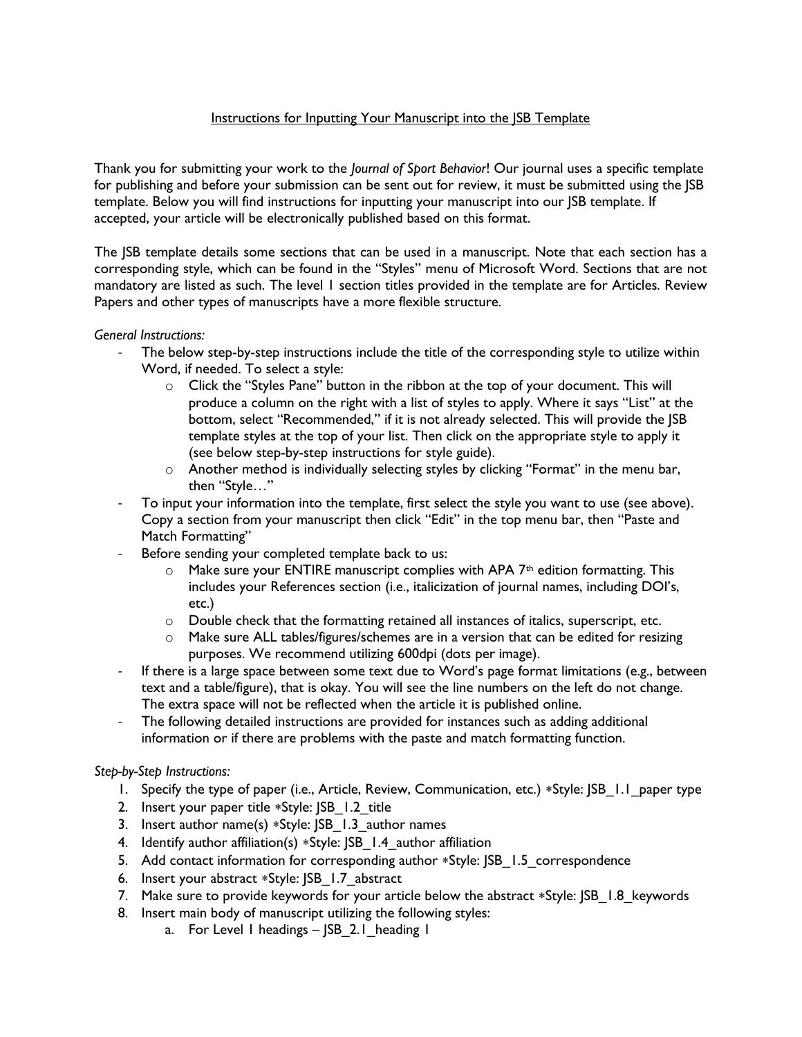<u>Instructions for Inputting Your Manuscript into the JSB Template</u>

Thank you for submitting your work to the *Journal of Sport Behavior*! Our journal uses a specific template for publishing and before your submission can be sent out for review, it must be submitted using the JSB template. Below you will find instructions for inputting your manuscript into our JSB template. If accepted, your article will be electronically published based on this format.

The JSB template details some sections that can be used in a manuscript. Note that each section has a corresponding style, which can be found in the "Styles" menu of Microsoft Word. Sections that are not mandatory are listed as such. The level 1 section titles provided in the template are for Articles. Review Papers and other types of manuscripts have a more flexible structure.

*General Instructions:*

- The below step-by-step instructions include the title of the corresponding style to utilize within Word, if needed. To select a style:
  - Click the "Styles Pane" button in the ribbon at the top of your document. This will produce a column on the right with a list of styles to apply. Where it says "List" at the bottom, select "Recommended," if it is not already selected. This will provide the JSB template styles at the top of your list. Then click on the appropriate style to apply it (see below step-by-step instructions for style guide).
  - Another method is individually selecting styles by clicking "Format" in the menu bar, then "Style…"
- To input your information into the template, first select the style you want to use (see above). Copy a section from your manuscript then click "Edit" in the top menu bar, then "Paste and Match Formatting"
- Before sending your completed template back to us:
  - Make sure your ENTIRE manuscript complies with APA 7th edition formatting. This includes your References section (i.e., italicization of journal names, including DOI's, etc.)
  - Double check that the formatting retained all instances of italics, superscript, etc.
  - Make sure ALL tables/figures/schemes are in a version that can be edited for resizing purposes. We recommend utilizing 600dpi (dots per image).
- If there is a large space between some text due to Word's page format limitations (e.g., between text and a table/figure), that is okay. You will see the line numbers on the left do not change. The extra space will not be reflected when the article it is published online.
- The following detailed instructions are provided for instances such as adding additional information or if there are problems with the paste and match formatting function.

*Step-by-Step Instructions:*

1. Specify the type of paper (i.e., Article, Review, Communication, etc.) *Style: JSB_1.1_paper type
2. Insert your paper title *Style: JSB_1.2_title
3. Insert author name(s) *Style: JSB_1.3_author names
4. Identify author affiliation(s) *Style: JSB_1.4_author affiliation
5. Add contact information for corresponding author *Style: JSB_1.5_correspondence
6. Insert your abstract *Style: JSB_1.7_abstract
7. Make sure to provide keywords for your article below the abstract *Style: JSB_1.8_keywords
8. Insert main body of manuscript utilizing the following styles:
   a. For Level 1 headings – JSB_2.1_heading 1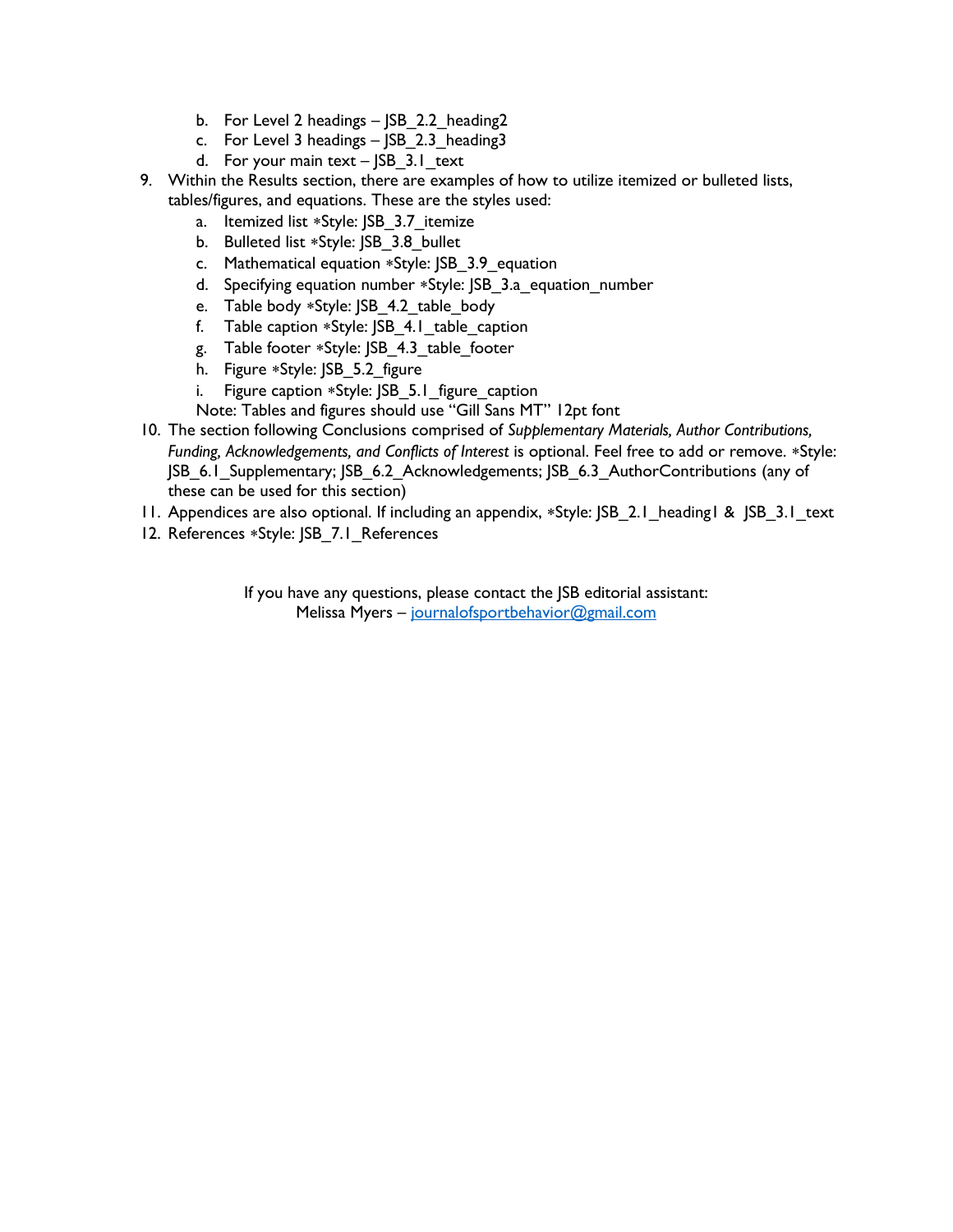b. For Level 2 headings – JSB_2.2_heading2
   c. For Level 3 headings – JSB_2.3_heading3
   d. For your main text – JSB_3.1_text

9. Within the Results section, there are examples of how to utilize itemized or bulleted lists, tables/figures, and equations. These are the styles used:
   a. Itemized list ∗Style: JSB_3.7_itemize
   b. Bulleted list ∗Style: JSB_3.8_bullet
   c. Mathematical equation ∗Style: JSB_3.9_equation
   d. Specifying equation number ∗Style: JSB_3.a_equation_number
   e. Table body ∗Style: JSB_4.2_table_body
   f. Table caption ∗Style: JSB_4.1_table_caption
   g. Table footer ∗Style: JSB_4.3_table_footer
   h. Figure ∗Style: JSB_5.2_figure
   i. Figure caption ∗Style: JSB_5.1_figure_caption

   Note: Tables and figures should use "Gill Sans MT" 12pt font

10. The section following Conclusions comprised of *Supplementary Materials, Author Contributions, Funding, Acknowledgements, and Conflicts of Interest* is optional. Feel free to add or remove. ∗Style: JSB_6.1_Supplementary; JSB_6.2_Acknowledgements; JSB_6.3_AuthorContributions (any of these can be used for this section)
11. Appendices are also optional. If including an appendix, ∗Style: JSB_2.1_heading1 & JSB_3.1_text
12. References ∗Style: JSB_7.1_References

If you have any questions, please contact the JSB editorial assistant:
Melissa Myers – journalofsportbehavior@gmail.com